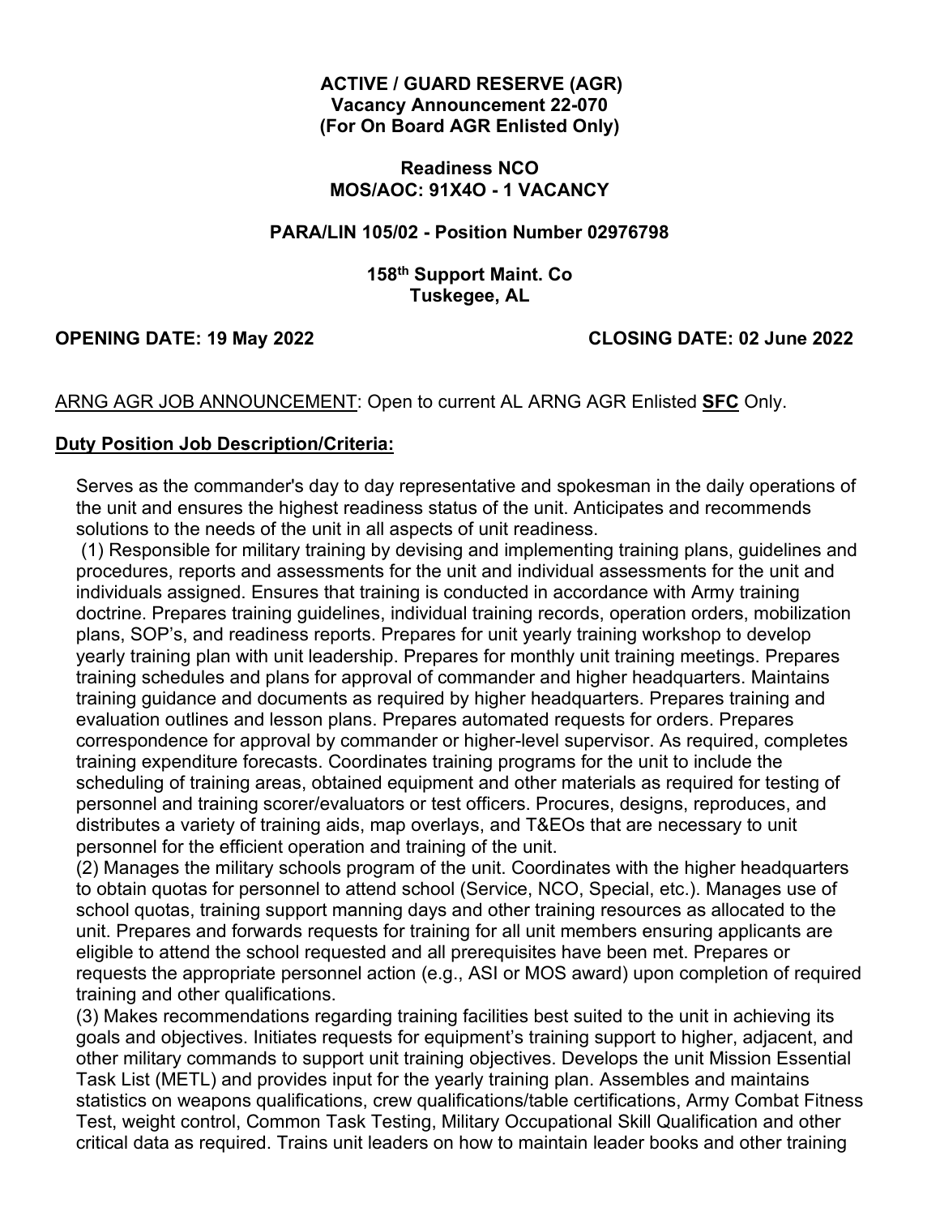**ACTIVE / GUARD RESERVE (AGR)**
**Vacancy Announcement 22-070**
**(For On Board AGR Enlisted Only)**

**Readiness NCO**
**MOS/AOC: 91X4O - 1 VACANCY**

**PARA/LIN 105/02 - Position Number 02976798**

**158th Support Maint. Co**
**Tuskegee, AL**

**OPENING DATE: 19 May 2022** **CLOSING DATE: 02 June 2022**

ARNG AGR JOB ANNOUNCEMENT: Open to current AL ARNG AGR Enlisted **SFC** Only.

**Duty Position Job Description/Criteria:**

Serves as the commander's day to day representative and spokesman in the daily operations of the unit and ensures the highest readiness status of the unit. Anticipates and recommends solutions to the needs of the unit in all aspects of unit readiness.

(1) Responsible for military training by devising and implementing training plans, guidelines and procedures, reports and assessments for the unit and individual assessments for the unit and individuals assigned. Ensures that training is conducted in accordance with Army training doctrine. Prepares training guidelines, individual training records, operation orders, mobilization plans, SOP's, and readiness reports. Prepares for unit yearly training workshop to develop yearly training plan with unit leadership. Prepares for monthly unit training meetings. Prepares training schedules and plans for approval of commander and higher headquarters. Maintains training guidance and documents as required by higher headquarters. Prepares training and evaluation outlines and lesson plans. Prepares automated requests for orders. Prepares correspondence for approval by commander or higher-level supervisor. As required, completes training expenditure forecasts. Coordinates training programs for the unit to include the scheduling of training areas, obtained equipment and other materials as required for testing of personnel and training scorer/evaluators or test officers. Procures, designs, reproduces, and distributes a variety of training aids, map overlays, and T&EOs that are necessary to unit personnel for the efficient operation and training of the unit.

(2) Manages the military schools program of the unit. Coordinates with the higher headquarters to obtain quotas for personnel to attend school (Service, NCO, Special, etc.). Manages use of school quotas, training support manning days and other training resources as allocated to the unit. Prepares and forwards requests for training for all unit members ensuring applicants are eligible to attend the school requested and all prerequisites have been met. Prepares or requests the appropriate personnel action (e.g., ASI or MOS award) upon completion of required training and other qualifications.

(3) Makes recommendations regarding training facilities best suited to the unit in achieving its goals and objectives. Initiates requests for equipment's training support to higher, adjacent, and other military commands to support unit training objectives. Develops the unit Mission Essential Task List (METL) and provides input for the yearly training plan. Assembles and maintains statistics on weapons qualifications, crew qualifications/table certifications, Army Combat Fitness Test, weight control, Common Task Testing, Military Occupational Skill Qualification and other critical data as required. Trains unit leaders on how to maintain leader books and other training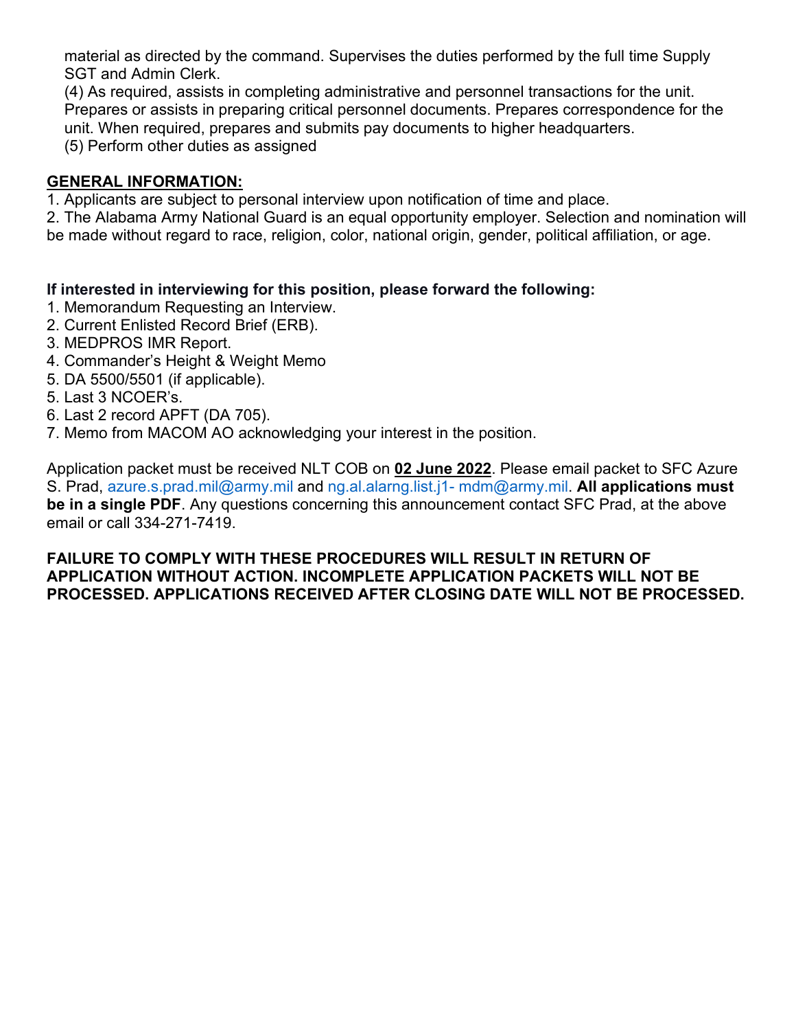material as directed by the command. Supervises the duties performed by the full time Supply SGT and Admin Clerk.

(4) As required, assists in completing administrative and personnel transactions for the unit. Prepares or assists in preparing critical personnel documents. Prepares correspondence for the unit. When required, prepares and submits pay documents to higher headquarters.

(5) Perform other duties as assigned

**GENERAL INFORMATION:**

1. Applicants are subject to personal interview upon notification of time and place.
2. The Alabama Army National Guard is an equal opportunity employer. Selection and nomination will be made without regard to race, religion, color, national origin, gender, political affiliation, or age.

**If interested in interviewing for this position, please forward the following:**

1. Memorandum Requesting an Interview.
2. Current Enlisted Record Brief (ERB).
3. MEDPROS IMR Report.
4. Commander's Height & Weight Memo
5. DA 5500/5501 (if applicable).
5. Last 3 NCOER's.
6. Last 2 record APFT (DA 705).
7. Memo from MACOM AO acknowledging your interest in the position.

Application packet must be received NLT COB on **02 June 2022**. Please email packet to SFC Azure S. Prad, azure.s.prad.mil@army.mil and ng.al.alarng.list.j1- mdm@army.mil. **All applications must be in a single PDF**. Any questions concerning this announcement contact SFC Prad, at the above email or call 334-271-7419.

**FAILURE TO COMPLY WITH THESE PROCEDURES WILL RESULT IN RETURN OF APPLICATION WITHOUT ACTION. INCOMPLETE APPLICATION PACKETS WILL NOT BE PROCESSED. APPLICATIONS RECEIVED AFTER CLOSING DATE WILL NOT BE PROCESSED.**